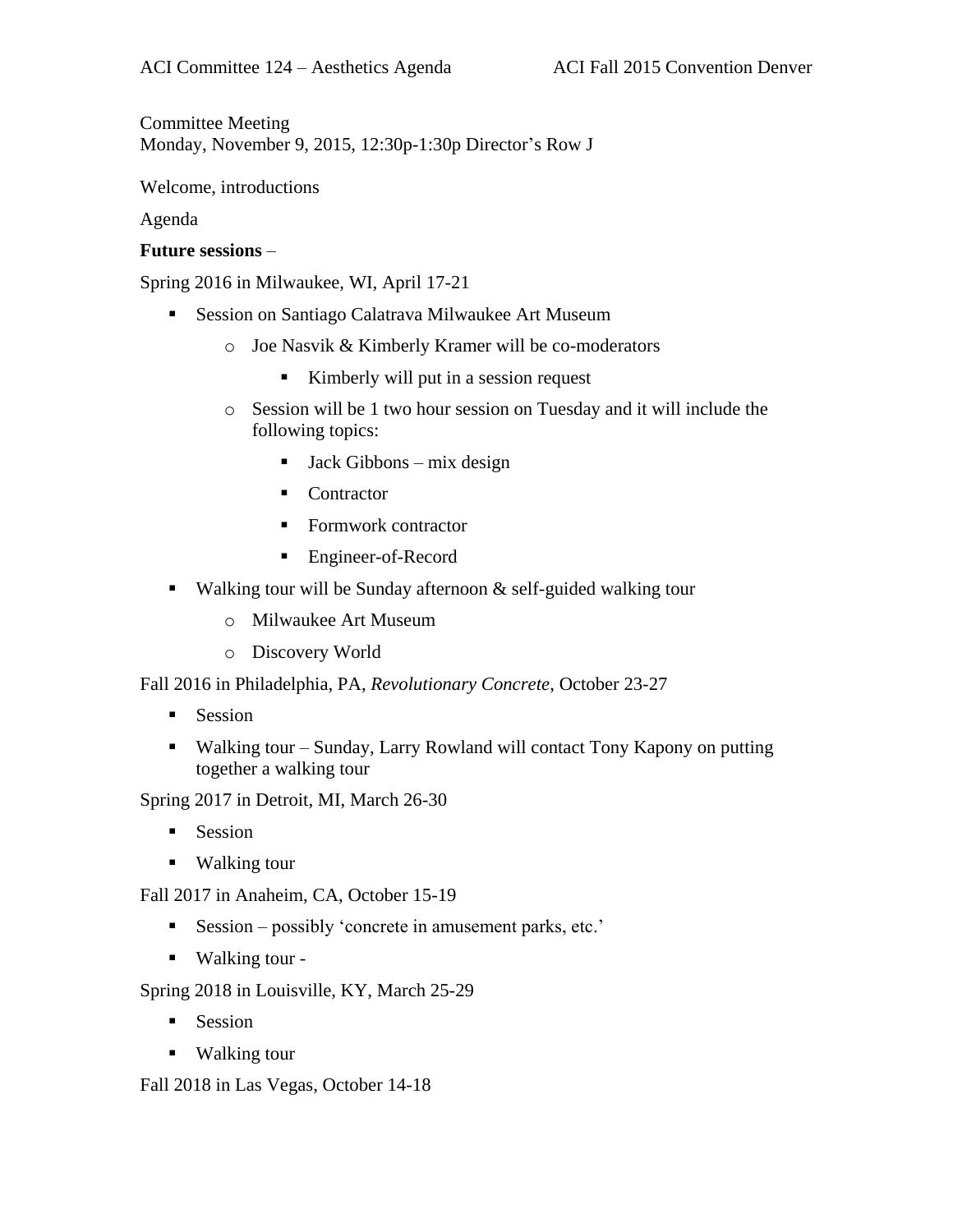ACI Committee 124 – Aesthetics Agenda ACI Fall 2015 Convention Denver

Committee Meeting
Monday, November 9, 2015, 12:30p-1:30p Director's Row J

Welcome, introductions

Agenda

**Future sessions** –

Spring 2016 in Milwaukee, WI, April 17-21

- Session on Santiago Calatrava Milwaukee Art Museum
  - Joe Nasvik & Kimberly Kramer will be co-moderators
    - Kimberly will put in a session request
  - Session will be 1 two hour session on Tuesday and it will include the following topics:
    - Jack Gibbons – mix design
    - Contractor
    - Formwork contractor
    - Engineer-of-Record
- Walking tour will be Sunday afternoon & self-guided walking tour
  - Milwaukee Art Museum
  - Discovery World

Fall 2016 in Philadelphia, PA, *Revolutionary Concrete*, October 23-27

- Session
- Walking tour – Sunday, Larry Rowland will contact Tony Kapony on putting together a walking tour

Spring 2017 in Detroit, MI, March 26-30

- Session
- Walking tour

Fall 2017 in Anaheim, CA, October 15-19

- Session – possibly 'concrete in amusement parks, etc.'
- Walking tour -

Spring 2018 in Louisville, KY, March 25-29

- Session
- Walking tour

Fall 2018 in Las Vegas, October 14-18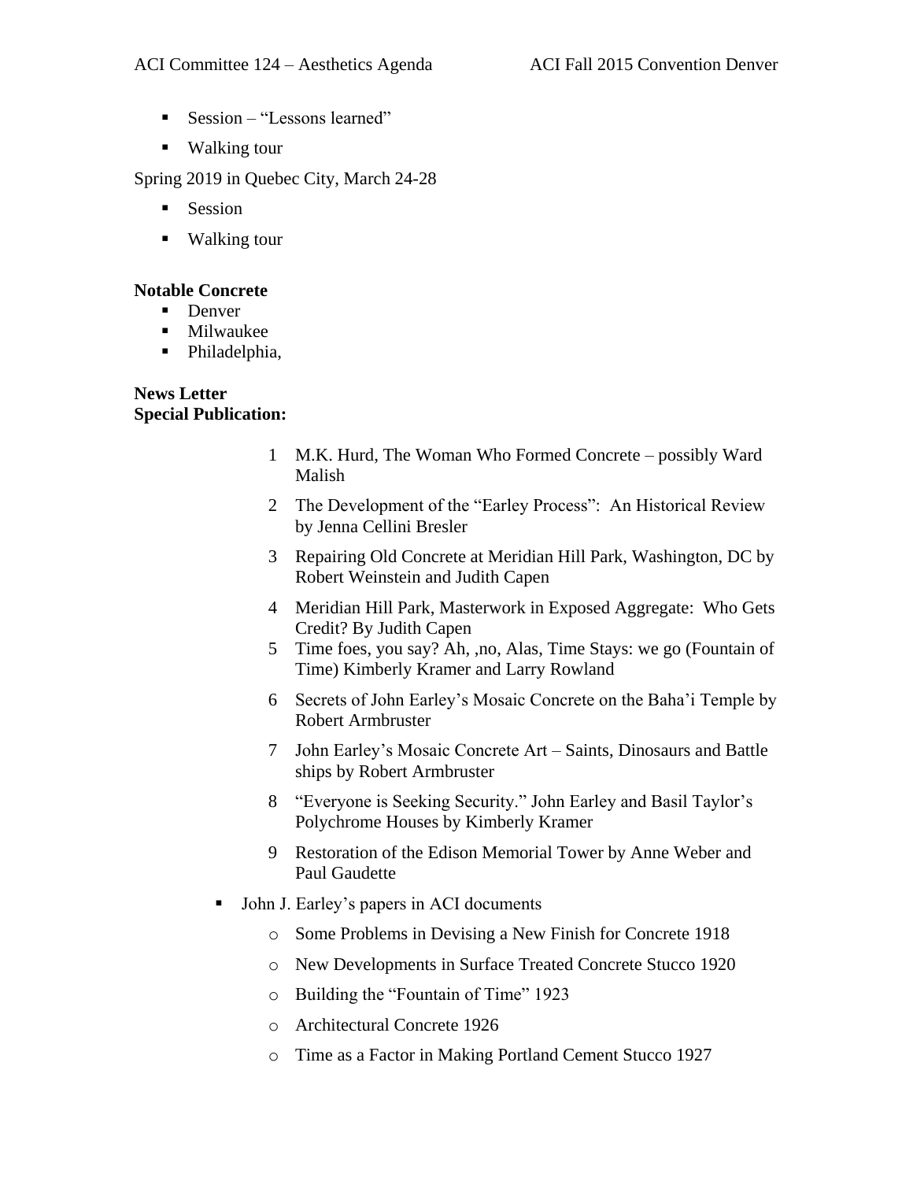- Session – "Lessons learned"
- Walking tour

Spring 2019 in Quebec City, March 24-28

- Session
- Walking tour

**Notable Concrete**

- Denver
- Milwaukee
- Philadelphia,

**News Letter**
**Special Publication:**

1. M.K. Hurd, The Woman Who Formed Concrete – possibly Ward Malish
2. The Development of the "Earley Process": An Historical Review by Jenna Cellini Bresler
3. Repairing Old Concrete at Meridian Hill Park, Washington, DC by Robert Weinstein and Judith Capen
4. Meridian Hill Park, Masterwork in Exposed Aggregate: Who Gets Credit? By Judith Capen
5. Time foes, you say? Ah, ,no, Alas, Time Stays: we go (Fountain of Time) Kimberly Kramer and Larry Rowland
6. Secrets of John Earley's Mosaic Concrete on the Baha'i Temple by Robert Armbruster
7. John Earley's Mosaic Concrete Art – Saints, Dinosaurs and Battle ships by Robert Armbruster
8. "Everyone is Seeking Security." John Earley and Basil Taylor's Polychrome Houses by Kimberly Kramer
9. Restoration of the Edison Memorial Tower by Anne Weber and Paul Gaudette

- John J. Earley's papers in ACI documents
    - Some Problems in Devising a New Finish for Concrete 1918
    - New Developments in Surface Treated Concrete Stucco 1920
    - Building the "Fountain of Time" 1923
    - Architectural Concrete 1926
    - Time as a Factor in Making Portland Cement Stucco 1927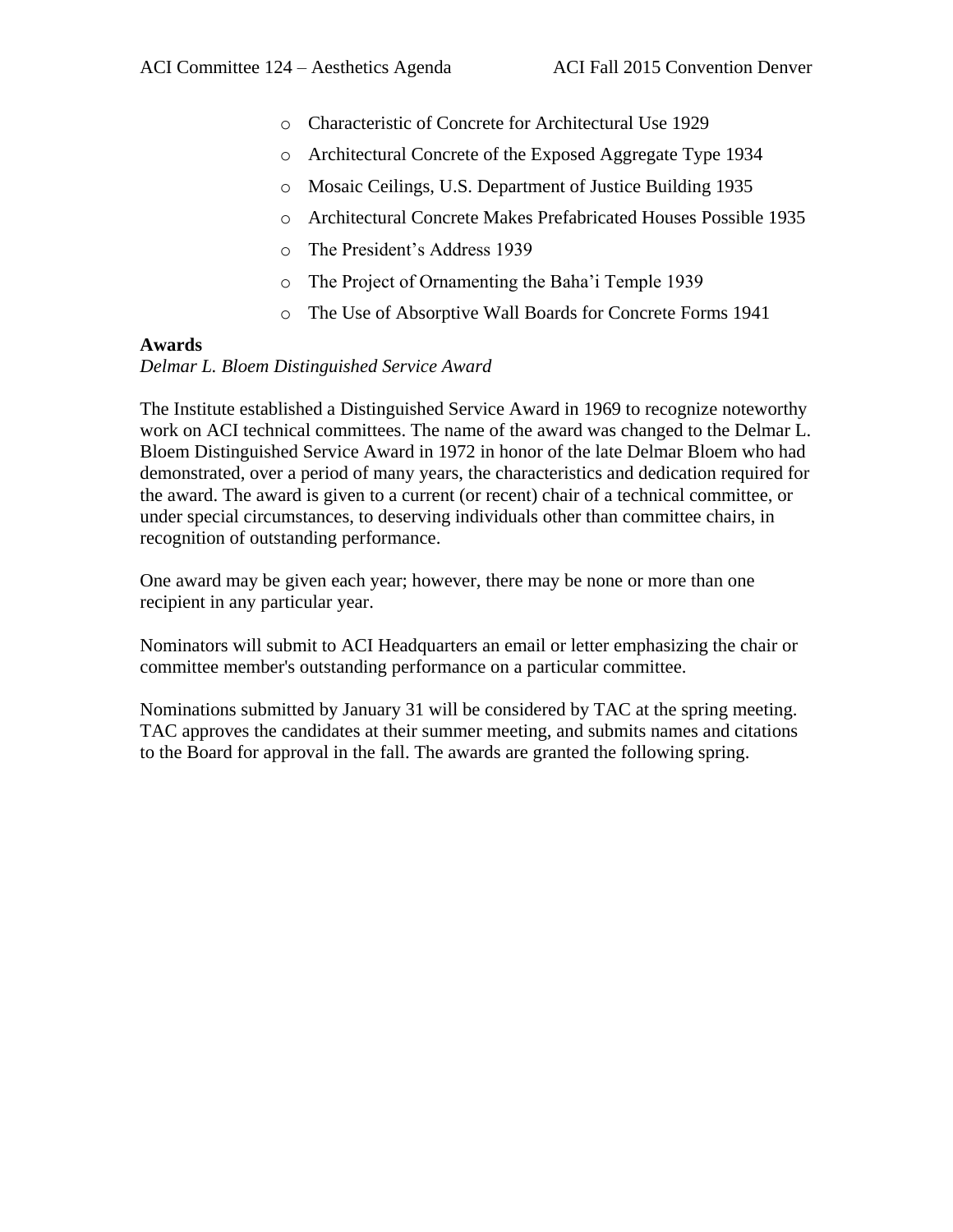- Characteristic of Concrete for Architectural Use 1929
- Architectural Concrete of the Exposed Aggregate Type 1934
- Mosaic Ceilings, U.S. Department of Justice Building 1935
- Architectural Concrete Makes Prefabricated Houses Possible 1935
- The President's Address 1939
- The Project of Ornamenting the Baha'i Temple 1939
- The Use of Absorptive Wall Boards for Concrete Forms 1941

**Awards**

*Delmar L. Bloem Distinguished Service Award*

The Institute established a Distinguished Service Award in 1969 to recognize noteworthy work on ACI technical committees. The name of the award was changed to the Delmar L. Bloem Distinguished Service Award in 1972 in honor of the late Delmar Bloem who had demonstrated, over a period of many years, the characteristics and dedication required for the award. The award is given to a current (or recent) chair of a technical committee, or under special circumstances, to deserving individuals other than committee chairs, in recognition of outstanding performance.

One award may be given each year; however, there may be none or more than one recipient in any particular year.

Nominators will submit to ACI Headquarters an email or letter emphasizing the chair or committee member's outstanding performance on a particular committee.

Nominations submitted by January 31 will be considered by TAC at the spring meeting. TAC approves the candidates at their summer meeting, and submits names and citations to the Board for approval in the fall. The awards are granted the following spring.